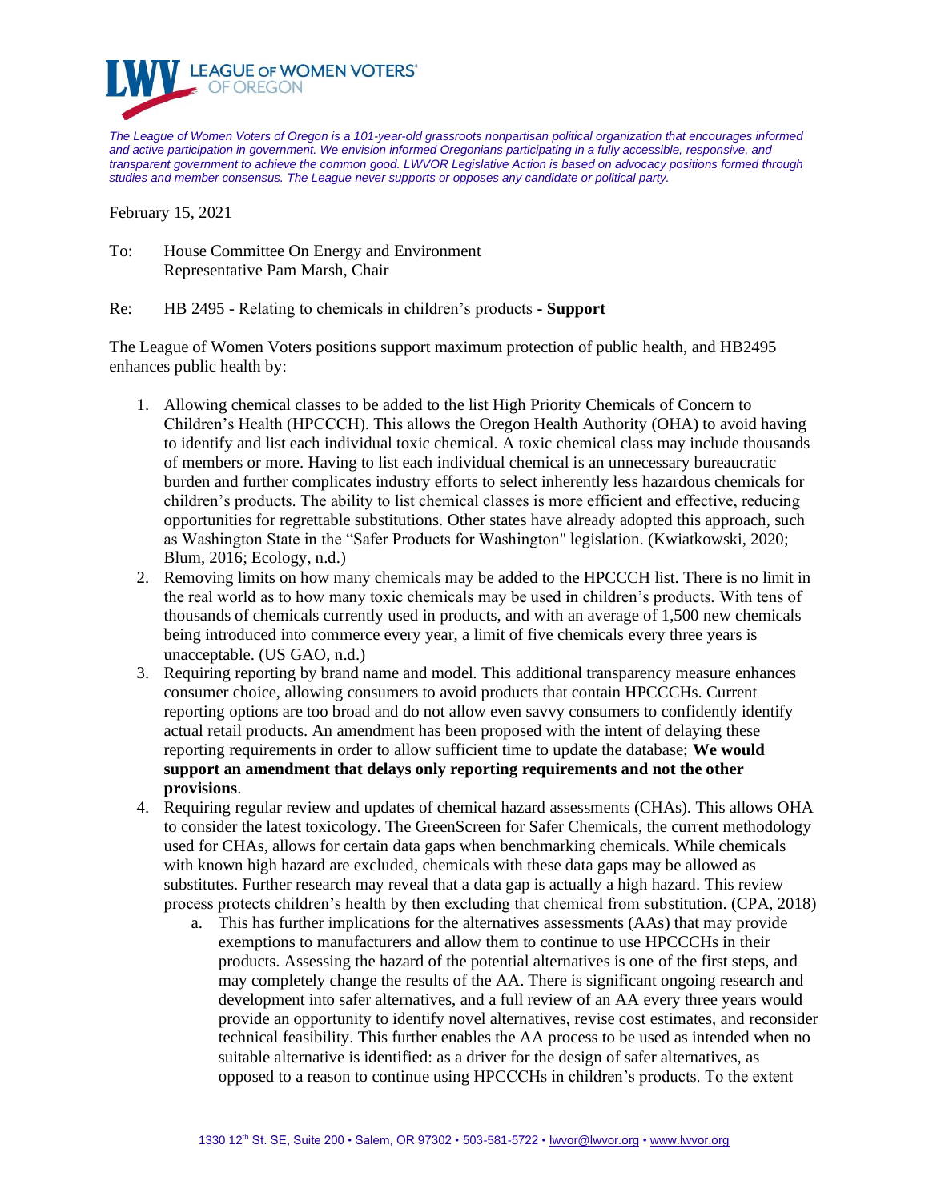LEAGUE OF WOMEN VOTERS® OF OREGON

*The League of Women Voters of Oregon is a 101-year-old grassroots nonpartisan political organization that encourages informed and active participation in government. We envision informed Oregonians participating in a fully accessible, responsive, and transparent government to achieve the common good. LWVOR Legislative Action is based on advocacy positions formed through studies and member consensus. The League never supports or opposes any candidate or political party.*

February 15, 2021

To: House Committee On Energy and Environment
Representative Pam Marsh, Chair

Re: HB 2495 - Relating to chemicals in children's products - **Support**

The League of Women Voters positions support maximum protection of public health, and HB2495 enhances public health by:

1. Allowing chemical classes to be added to the list High Priority Chemicals of Concern to Children's Health (HPCCCH). This allows the Oregon Health Authority (OHA) to avoid having to identify and list each individual toxic chemical. A toxic chemical class may include thousands of members or more. Having to list each individual chemical is an unnecessary bureaucratic burden and further complicates industry efforts to select inherently less hazardous chemicals for children's products. The ability to list chemical classes is more efficient and effective, reducing opportunities for regrettable substitutions. Other states have already adopted this approach, such as Washington State in the "Safer Products for Washington" legislation. (Kwiatkowski, 2020; Blum, 2016; Ecology, n.d.)
2. Removing limits on how many chemicals may be added to the HPCCCH list. There is no limit in the real world as to how many toxic chemicals may be used in children's products. With tens of thousands of chemicals currently used in products, and with an average of 1,500 new chemicals being introduced into commerce every year, a limit of five chemicals every three years is unacceptable. (US GAO, n.d.)
3. Requiring reporting by brand name and model. This additional transparency measure enhances consumer choice, allowing consumers to avoid products that contain HPCCCHs. Current reporting options are too broad and do not allow even savvy consumers to confidently identify actual retail products. An amendment has been proposed with the intent of delaying these reporting requirements in order to allow sufficient time to update the database; **We would support an amendment that delays only reporting requirements and not the other provisions**.
4. Requiring regular review and updates of chemical hazard assessments (CHAs). This allows OHA to consider the latest toxicology. The GreenScreen for Safer Chemicals, the current methodology used for CHAs, allows for certain data gaps when benchmarking chemicals. While chemicals with known high hazard are excluded, chemicals with these data gaps may be allowed as substitutes. Further research may reveal that a data gap is actually a high hazard. This review process protects children's health by then excluding that chemical from substitution. (CPA, 2018)
   a. This has further implications for the alternatives assessments (AAs) that may provide exemptions to manufacturers and allow them to continue to use HPCCCHs in their products. Assessing the hazard of the potential alternatives is one of the first steps, and may completely change the results of the AA. There is significant ongoing research and development into safer alternatives, and a full review of an AA every three years would provide an opportunity to identify novel alternatives, revise cost estimates, and reconsider technical feasibility. This further enables the AA process to be used as intended when no suitable alternative is identified: as a driver for the design of safer alternatives, as opposed to a reason to continue using HPCCCHs in children's products. To the extent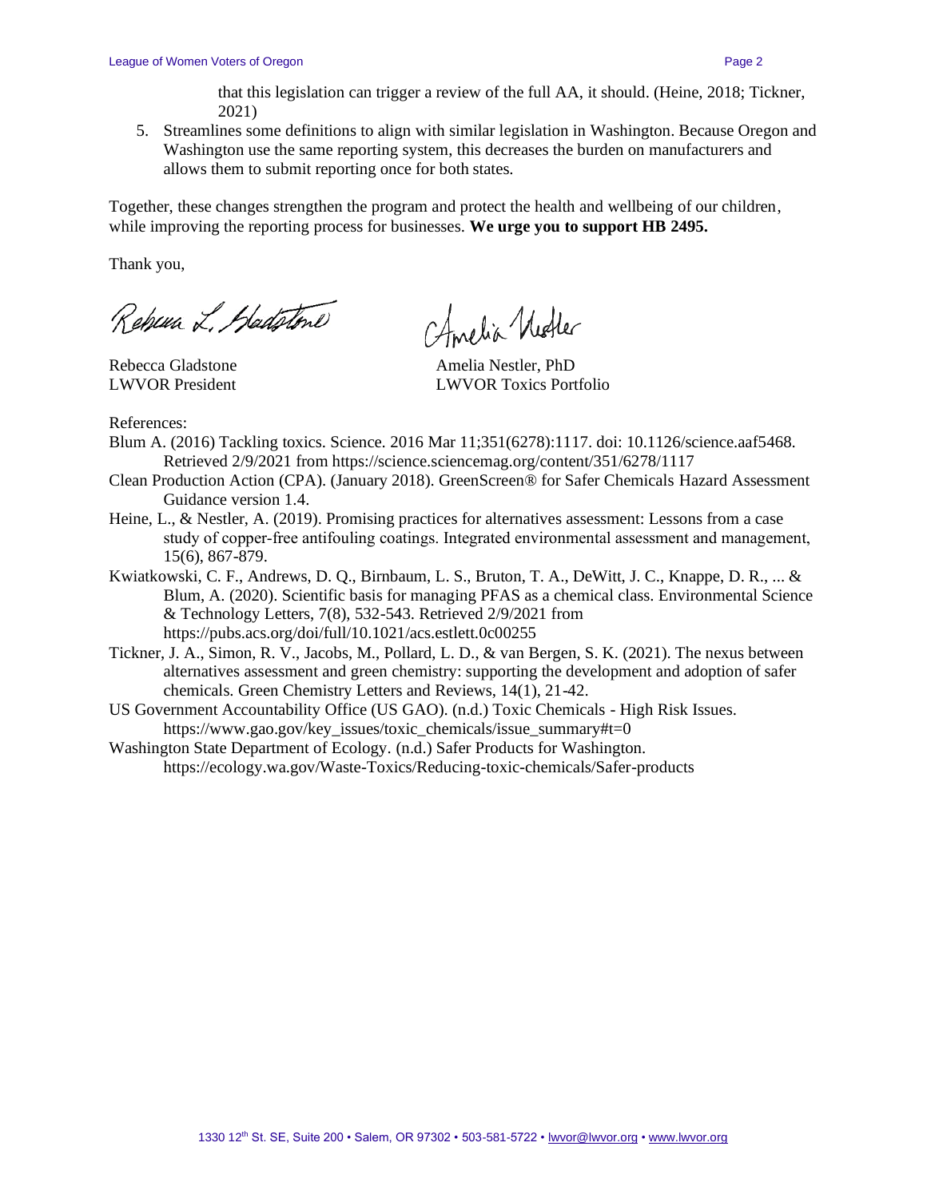that this legislation can trigger a review of the full AA, it should. (Heine, 2018; Tickner, 2021)

5. Streamlines some definitions to align with similar legislation in Washington. Because Oregon and Washington use the same reporting system, this decreases the burden on manufacturers and allows them to submit reporting once for both states.

Together, these changes strengthen the program and protect the health and wellbeing of our children, while improving the reporting process for businesses. **We urge you to support HB 2495.**

Thank you,

Rebecca Gladstone
LWVOR President

Amelia Nestler, PhD
LWVOR Toxics Portfolio

References:

Blum A. (2016) Tackling toxics. Science. 2016 Mar 11;351(6278):1117. doi: 10.1126/science.aaf5468. Retrieved 2/9/2021 from https://science.sciencemag.org/content/351/6278/1117

Clean Production Action (CPA). (January 2018). GreenScreen® for Safer Chemicals Hazard Assessment Guidance version 1.4.

Heine, L., & Nestler, A. (2019). Promising practices for alternatives assessment: Lessons from a case study of copper-free antifouling coatings. Integrated environmental assessment and management, 15(6), 867-879.

Kwiatkowski, C. F., Andrews, D. Q., Birnbaum, L. S., Bruton, T. A., DeWitt, J. C., Knappe, D. R., ... & Blum, A. (2020). Scientific basis for managing PFAS as a chemical class. Environmental Science & Technology Letters, 7(8), 532-543. Retrieved 2/9/2021 from https://pubs.acs.org/doi/full/10.1021/acs.estlett.0c00255

Tickner, J. A., Simon, R. V., Jacobs, M., Pollard, L. D., & van Bergen, S. K. (2021). The nexus between alternatives assessment and green chemistry: supporting the development and adoption of safer chemicals. Green Chemistry Letters and Reviews, 14(1), 21-42.

US Government Accountability Office (US GAO). (n.d.) Toxic Chemicals - High Risk Issues. https://www.gao.gov/key_issues/toxic_chemicals/issue_summary#t=0

Washington State Department of Ecology. (n.d.) Safer Products for Washington. https://ecology.wa.gov/Waste-Toxics/Reducing-toxic-chemicals/Safer-products